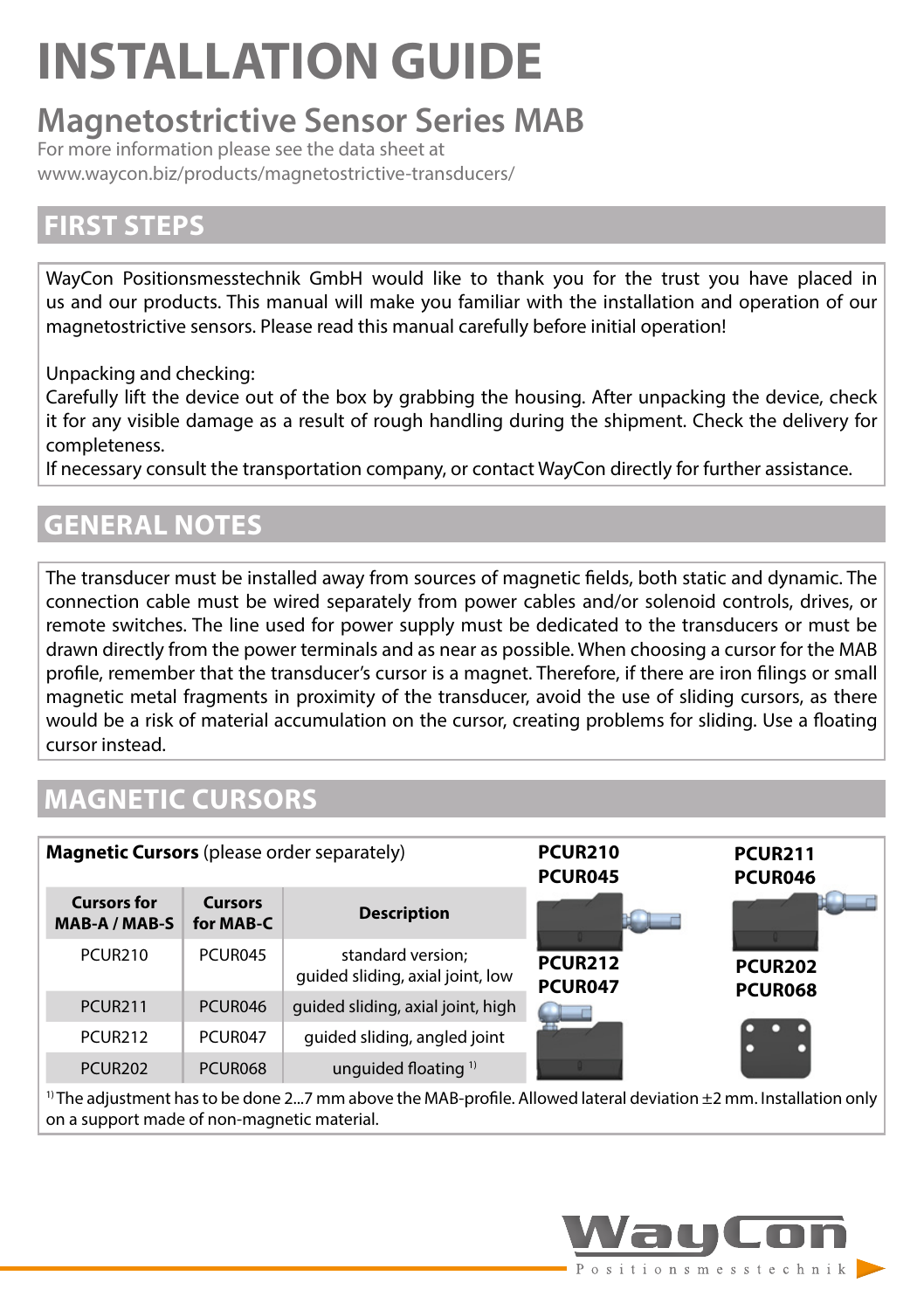# INSTALLATION GUIDE

## Magnetostrictive Sensor Series MAB

For more information please see the data sheet at
www.waycon.biz/products/magnetostrictive-transducers/

## FIRST STEPS

WayCon Positionsmesstechnik GmbH would like to thank you for the trust you have placed in us and our products. This manual will make you familiar with the installation and operation of our magnetostrictive sensors. Please read this manual carefully before initial operation!

Unpacking and checking:
Carefully lift the device out of the box by grabbing the housing. After unpacking the device, check it for any visible damage as a result of rough handling during the shipment. Check the delivery for completeness.
If necessary consult the transportation company, or contact WayCon directly for further assistance.

## GENERAL NOTES

The transducer must be installed away from sources of magnetic fields, both static and dynamic. The connection cable must be wired separately from power cables and/or solenoid controls, drives, or remote switches. The line used for power supply must be dedicated to the transducers or must be drawn directly from the power terminals and as near as possible. When choosing a cursor for the MAB profile, remember that the transducer's cursor is a magnet. Therefore, if there are iron filings or small magnetic metal fragments in proximity of the transducer, avoid the use of sliding cursors, as there would be a risk of material accumulation on the cursor, creating problems for sliding. Use a floating cursor instead.

## MAGNETIC CURSORS

**Magnetic Cursors** (please order separately)

| Cursors for MAB-A / MAB-S | Cursors for MAB-C | Description |
|---|---|---|
| PCUR210 | PCUR045 | standard version; guided sliding, axial joint, low |
| PCUR211 | PCUR046 | guided sliding, axial joint, high |
| PCUR212 | PCUR047 | guided sliding, angled joint |
| PCUR202 | PCUR068 | unguided floating [1] |

**PCUR210 PCUR045** | **PCUR211 PCUR046** | **PCUR212 PCUR047** | **PCUR202 PCUR068**

[1] The adjustment has to be done 2...7 mm above the MAB-profile. Allowed lateral deviation ±2 mm. Installation only on a support made of non-magnetic material.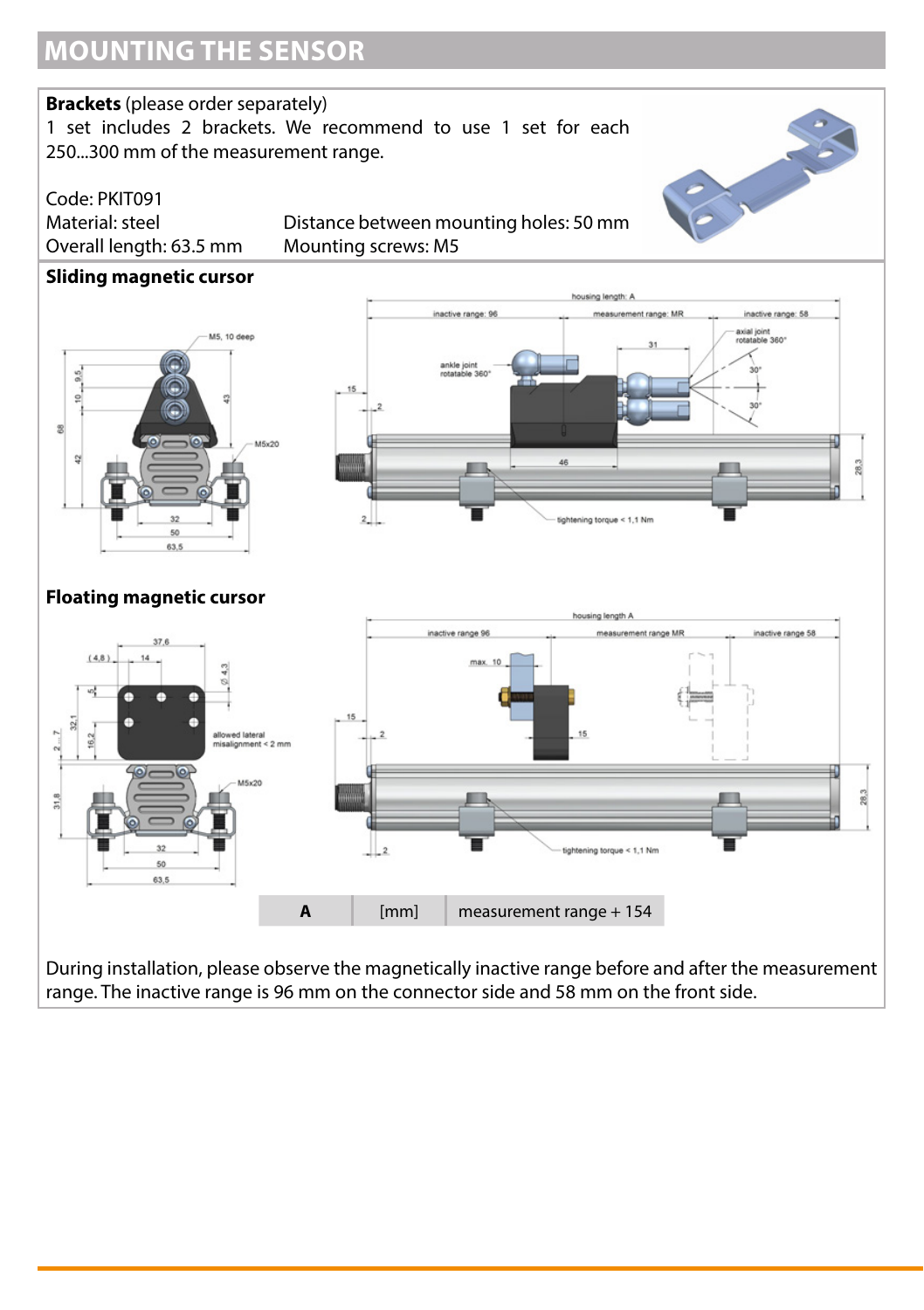# MOUNTING THE SENSOR

**Brackets** (please order separately)
1 set includes 2 brackets. We recommend to use 1 set for each 250...300 mm of the measurement range.

Code: PKIT091
Material: steel
Overall length: 63.5 mm
Distance between mounting holes: 50 mm
Mounting screws: M5

**Sliding magnetic cursor**

**Floating magnetic cursor**

| A | [mm] | measurement range + 154 |
|---|---|---|

During installation, please observe the magnetically inactive range before and after the measurement range. The inactive range is 96 mm on the connector side and 58 mm on the front side.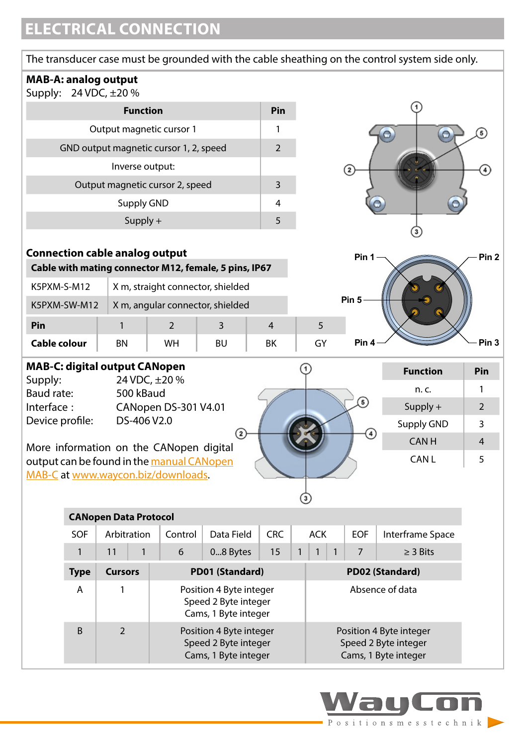## ELECTRICAL CONNECTION

The transducer case must be grounded with the cable sheathing on the control system side only.

**MAB-A: analog output**

Supply: 24 VDC, ±20 %

| Function | Pin |
|---|---|
| Output magnetic cursor 1 | 1 |
| GND output magnetic cursor 1, 2, speed | 2 |
| Inverse output: | |
| Output magnetic cursor 2, speed | 3 |
| Supply GND | 4 |
| Supply + | 5 |

**Connection cable analog output**

| Cable with mating connector M12, female, 5 pins, IP67 | |
|---|---|
| K5PXM-S-M12 | X m, straight connector, shielded |
| K5PXM-SW-M12 | X m, angular connector, shielded |

| Pin | 1 | 2 | 3 | 4 | 5 |
|---|---|---|---|---|---|
| Cable colour | BN | WH | BU | BK | GY |

**MAB-C: digital output CANopen**

Supply: 24 VDC, ±20 %
Baud rate: 500 kBaud
Interface : CANopen DS-301 V4.01
Device profile: DS-406 V2.0

More information on the CANopen digital output can be found in the manual CANopen MAB-C at www.waycon.biz/downloads.

| Function | Pin |
|---|---|
| n. c. | 1 |
| Supply + | 2 |
| Supply GND | 3 |
| CAN H | 4 |
| CAN L | 5 |

| CANopen Data Protocol | | | | | | | | | | |
|---|---|---|---|---|---|---|---|---|---|---|
| SOF | Arbitration | | Control | Data Field | CRC | ACK | | | EOF | Interframe Space |
| 1 | 11 | 1 | 6 | 0...8 Bytes | 15 | 1 | 1 | 1 | 7 | ≥ 3 Bits |

| Type | Cursors | PD01 (Standard) | PD02 (Standard) |
|---|---|---|---|
| A | 1 | Position 4 Byte integer<br>Speed 2 Byte integer<br>Cams, 1 Byte integer | Absence of data |
| B | 2 | Position 4 Byte integer<br>Speed 2 Byte integer<br>Cams, 1 Byte integer | Position 4 Byte integer<br>Speed 2 Byte integer<br>Cams, 1 Byte integer |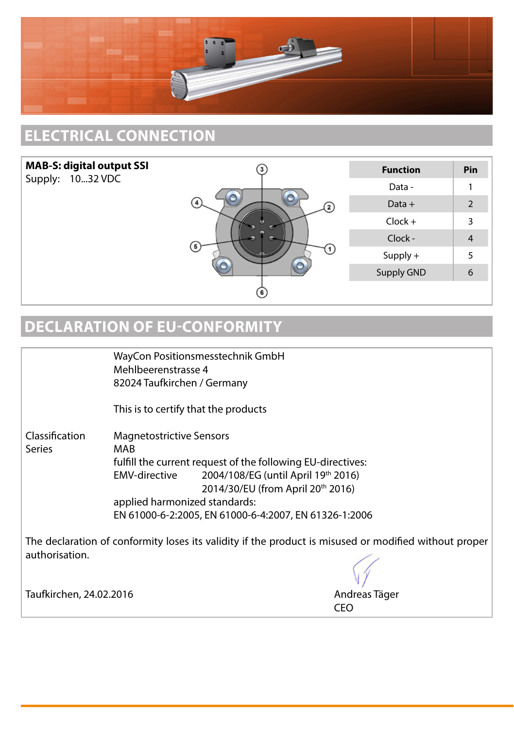## ELECTRICAL CONNECTION

**MAB-S: digital output SSI**

Supply: 10...32 VDC

| Function | Pin |
|---|---|
| Data - | 1 |
| Data + | 2 |
| Clock + | 3 |
| Clock - | 4 |
| Supply + | 5 |
| Supply GND | 6 |

## DECLARATION OF EU-CONFORMITY

WayCon Positionsmesstechnik GmbH
Mehlbeerenstrasse 4
82024 Taufkirchen / Germany

This is to certify that the products

Classification: Magnetostrictive Sensors
Series: MAB

fulfill the current request of the following EU-directives:

EMV-directive 2004/108/EG (until April 19th 2016)
2014/30/EU (from April 20th 2016)

applied harmonized standards:
EN 61000-6-2:2005, EN 61000-6-4:2007, EN 61326-1:2006

The declaration of conformity loses its validity if the product is misused or modified without proper authorisation.

Taufkirchen, 24.02.2016

Andreas Täger
CEO